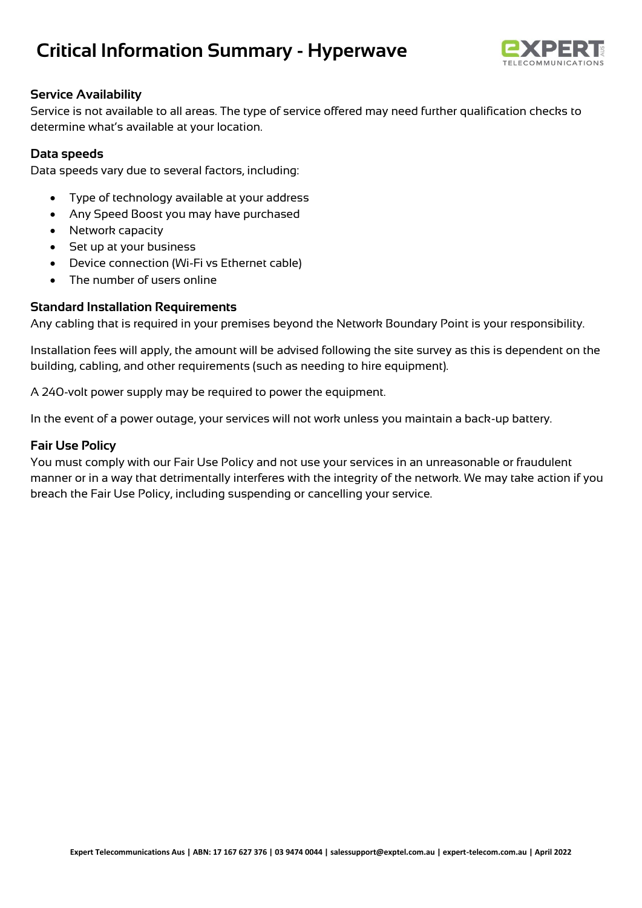# Critical Information Summary - Hyperwave

## Service Availability

Service is not available to all areas. The type of service offered may need further qualification checks to determine what's available at your location.

## Data speeds

Data speeds vary due to several factors, including:

- Type of technology available at your address
- Any Speed Boost you may have purchased
- Network capacity
- Set up at your business
- Device connection (Wi-Fi vs Ethernet cable)
- The number of users online

## Standard Installation Requirements

Any cabling that is required in your premises beyond the Network Boundary Point is your responsibility.

Installation fees will apply, the amount will be advised following the site survey as this is dependent on the building, cabling, and other requirements (such as needing to hire equipment).

A 240-volt power supply may be required to power the equipment.

In the event of a power outage, your services will not work unless you maintain a back-up battery.

## Fair Use Policy

You must comply with our Fair Use Policy and not use your services in an unreasonable or fraudulent manner or in a way that detrimentally interferes with the integrity of the network. We may take action if you breach the Fair Use Policy, including suspending or cancelling your service.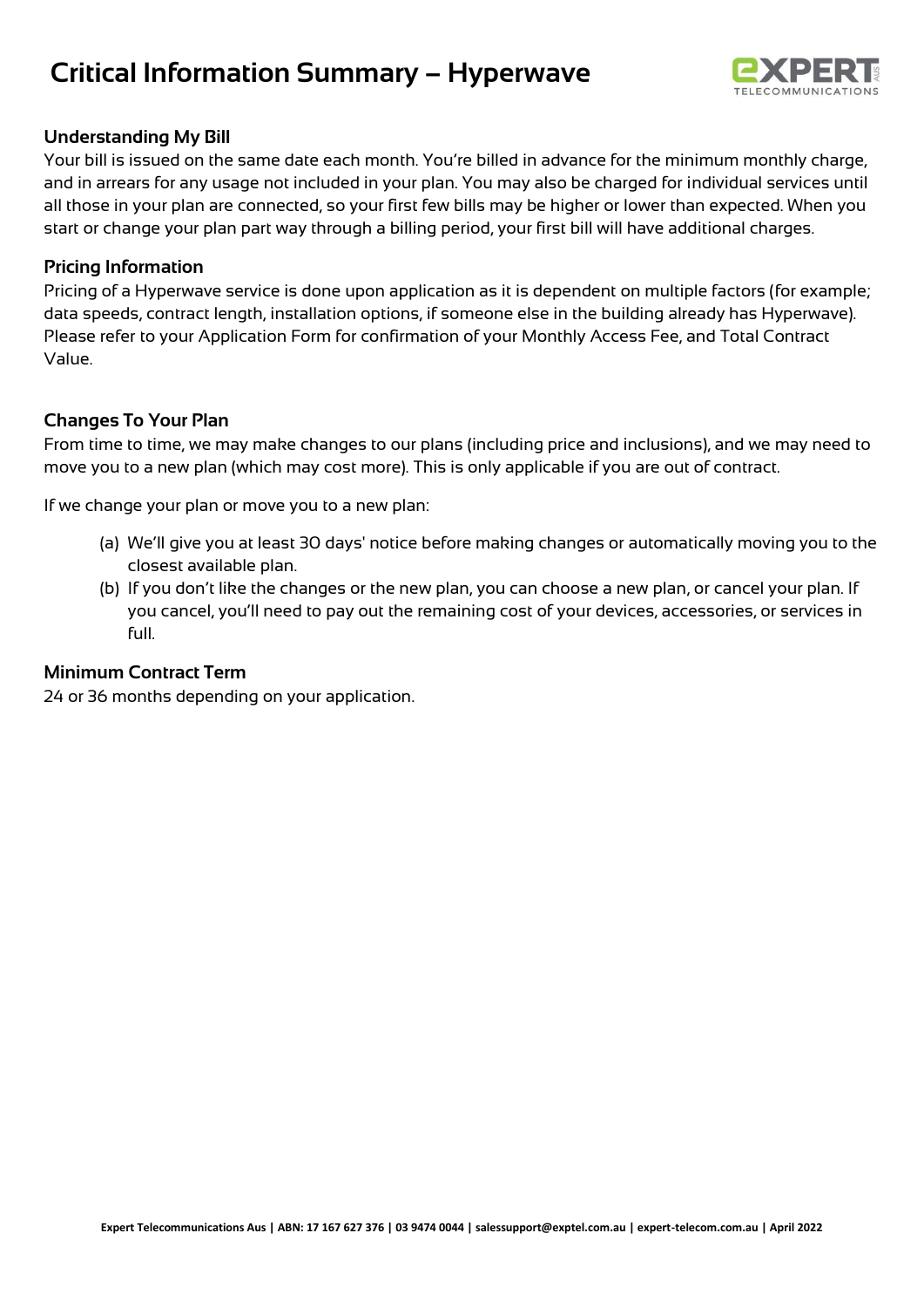# Critical Information Summary – Hyperwave

## Understanding My Bill

Your bill is issued on the same date each month. You're billed in advance for the minimum monthly charge, and in arrears for any usage not included in your plan. You may also be charged for individual services until all those in your plan are connected, so your first few bills may be higher or lower than expected. When you start or change your plan part way through a billing period, your first bill will have additional charges.

## Pricing Information

Pricing of a Hyperwave service is done upon application as it is dependent on multiple factors (for example; data speeds, contract length, installation options, if someone else in the building already has Hyperwave). Please refer to your Application Form for confirmation of your Monthly Access Fee, and Total Contract Value.

## Changes To Your Plan

From time to time, we may make changes to our plans (including price and inclusions), and we may need to move you to a new plan (which may cost more). This is only applicable if you are out of contract.

If we change your plan or move you to a new plan:

(a) We'll give you at least 30 days' notice before making changes or automatically moving you to the closest available plan.

(b) If you don't like the changes or the new plan, you can choose a new plan, or cancel your plan. If you cancel, you'll need to pay out the remaining cost of your devices, accessories, or services in full.

## Minimum Contract Term

24 or 36 months depending on your application.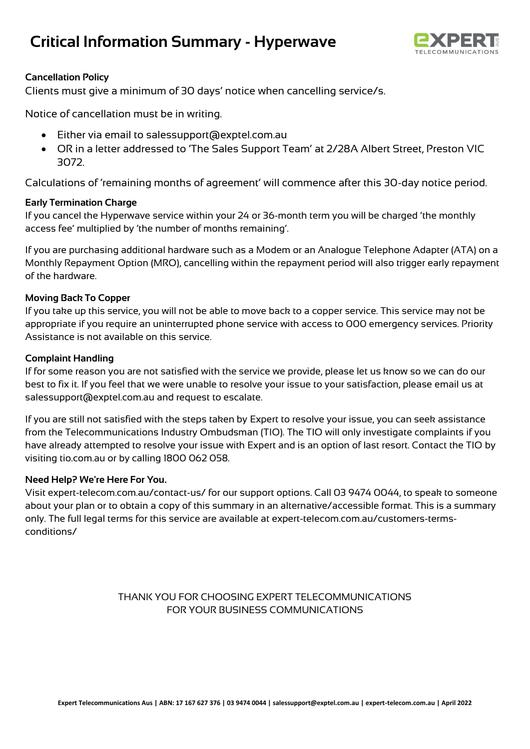# Critical Information Summary - Hyperwave

### Cancellation Policy

Clients must give a minimum of 30 days' notice when cancelling service/s.

Notice of cancellation must be in writing.

- Either via email to salessupport@exptel.com.au
- OR in a letter addressed to 'The Sales Support Team' at 2/28A Albert Street, Preston VIC 3072.

Calculations of 'remaining months of agreement' will commence after this 30-day notice period.

### Early Termination Charge

If you cancel the Hyperwave service within your 24 or 36-month term you will be charged 'the monthly access fee' multiplied by 'the number of months remaining'.

If you are purchasing additional hardware such as a Modem or an Analogue Telephone Adapter (ATA) on a Monthly Repayment Option (MRO), cancelling within the repayment period will also trigger early repayment of the hardware.

### Moving Back To Copper

If you take up this service, you will not be able to move back to a copper service. This service may not be appropriate if you require an uninterrupted phone service with access to 000 emergency services. Priority Assistance is not available on this service.

### Complaint Handling

If for some reason you are not satisfied with the service we provide, please let us know so we can do our best to fix it. If you feel that we were unable to resolve your issue to your satisfaction, please email us at salessupport@exptel.com.au and request to escalate.

If you are still not satisfied with the steps taken by Expert to resolve your issue, you can seek assistance from the Telecommunications Industry Ombudsman (TIO). The TIO will only investigate complaints if you have already attempted to resolve your issue with Expert and is an option of last resort. Contact the TIO by visiting tio.com.au or by calling 1800 062 058.

### Need Help? We're Here For You.

Visit expert-telecom.com.au/contact-us/ for our support options. Call 03 9474 0044, to speak to someone about your plan or to obtain a copy of this summary in an alternative/accessible format. This is a summary only. The full legal terms for this service are available at expert-telecom.com.au/customers-terms-conditions/

THANK YOU FOR CHOOSING EXPERT TELECOMMUNICATIONS
FOR YOUR BUSINESS COMMUNICATIONS

Expert Telecommunications Aus | ABN: 17 167 627 376 | 03 9474 0044 | salessupport@exptel.com.au | expert-telecom.com.au | April 2022